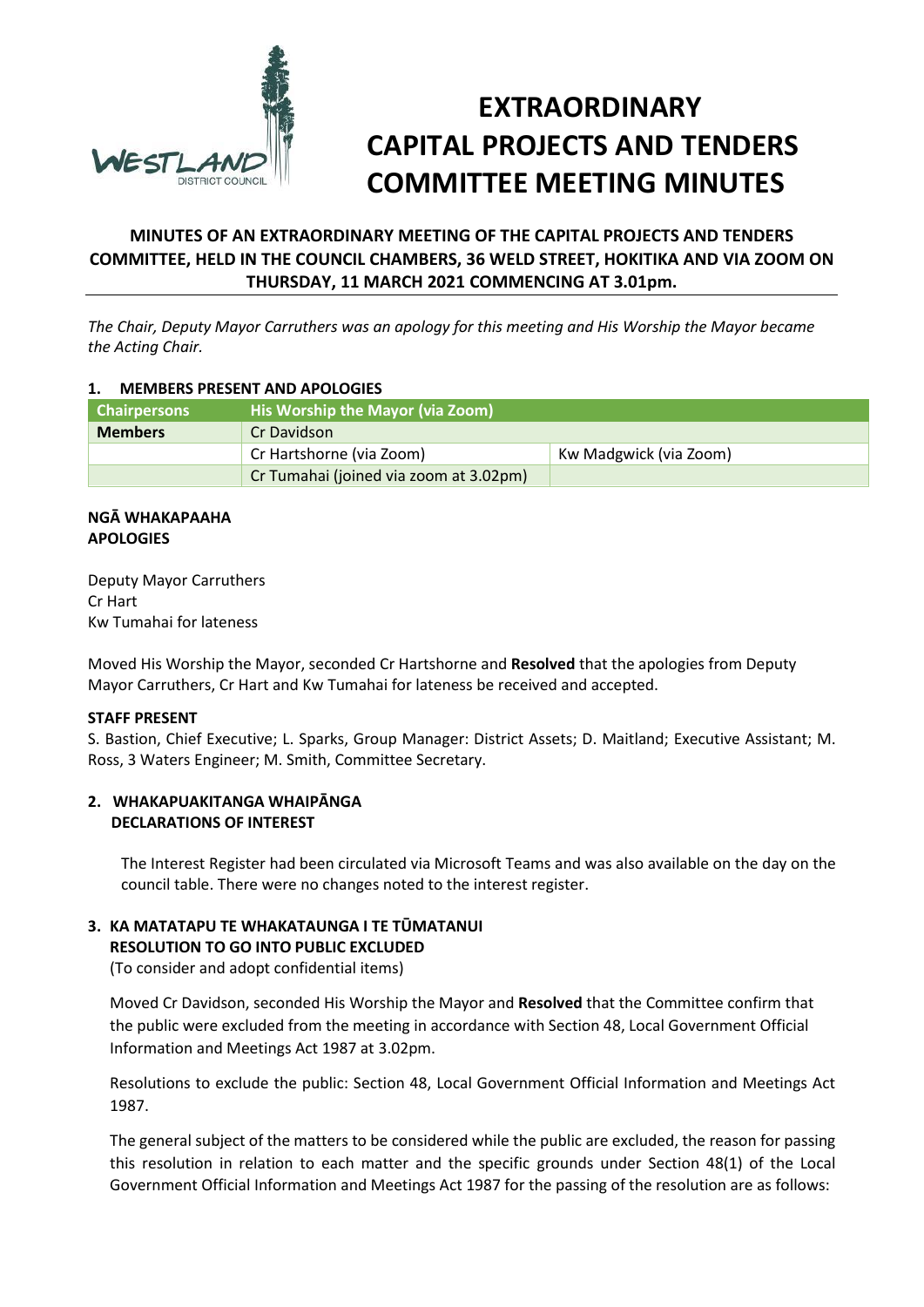# EXTRAORDINARY CAPITAL PROJECTS AND TENDERS COMMITTEE MEETING MINUTES

## MINUTES OF AN EXTRAORDINARY MEETING OF THE CAPITAL PROJECTS AND TENDERS COMMITTEE, HELD IN THE COUNCIL CHAMBERS, 36 WELD STREET, HOKITIKA AND VIA ZOOM ON THURSDAY, 11 MARCH 2021 COMMENCING AT 3.01pm.

*The Chair, Deputy Mayor Carruthers was an apology for this meeting and His Worship the Mayor became the Acting Chair.*

### 1. MEMBERS PRESENT AND APOLOGIES

| Chairpersons | His Worship the Mayor (via Zoom) | |
|---|---|---|
| **Members** | Cr Davidson | |
| | Cr Hartshorne (via Zoom) | Kw Madgwick (via Zoom) |
| | Cr Tumahai (joined via zoom at 3.02pm) | |

**NGĀ WHAKAPAAHA**
**APOLOGIES**

Deputy Mayor Carruthers
Cr Hart
Kw Tumahai for lateness

Moved His Worship the Mayor, seconded Cr Hartshorne and **Resolved** that the apologies from Deputy Mayor Carruthers, Cr Hart and Kw Tumahai for lateness be received and accepted.

**STAFF PRESENT**

S. Bastion, Chief Executive; L. Sparks, Group Manager: District Assets; D. Maitland; Executive Assistant; M. Ross, 3 Waters Engineer; M. Smith, Committee Secretary.

### 2. WHAKAPUAKITANGA WHAIPĀNGA DECLARATIONS OF INTEREST

The Interest Register had been circulated via Microsoft Teams and was also available on the day on the council table. There were no changes noted to the interest register.

### 3. KA MATATAPU TE WHAKATAUNGA I TE TŪMATANUI RESOLUTION TO GO INTO PUBLIC EXCLUDED

(To consider and adopt confidential items)

Moved Cr Davidson, seconded His Worship the Mayor and **Resolved** that the Committee confirm that the public were excluded from the meeting in accordance with Section 48, Local Government Official Information and Meetings Act 1987 at 3.02pm.

Resolutions to exclude the public: Section 48, Local Government Official Information and Meetings Act 1987.

The general subject of the matters to be considered while the public are excluded, the reason for passing this resolution in relation to each matter and the specific grounds under Section 48(1) of the Local Government Official Information and Meetings Act 1987 for the passing of the resolution are as follows: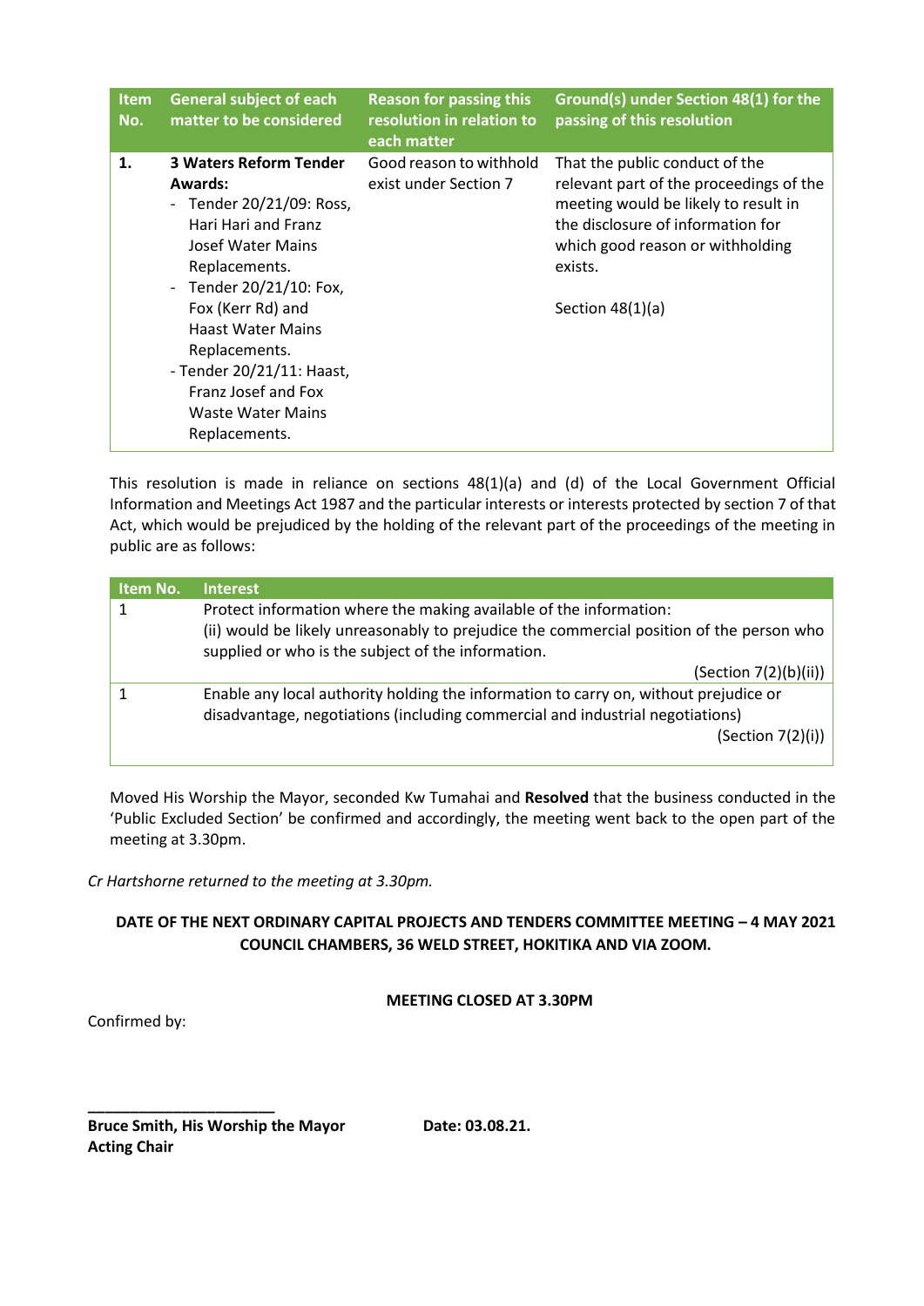| Item No. | General subject of each matter to be considered | Reason for passing this resolution in relation to each matter | Ground(s) under Section 48(1) for the passing of this resolution |
|---|---|---|---|
| 1. | **3 Waters Reform Tender Awards:**<br>- Tender 20/21/09: Ross, Hari Hari and Franz Josef Water Mains Replacements.<br>- Tender 20/21/10: Fox, Fox (Kerr Rd) and Haast Water Mains Replacements.<br>- Tender 20/21/11: Haast, Franz Josef and Fox Waste Water Mains Replacements. | Good reason to withhold exist under Section 7 | That the public conduct of the relevant part of the proceedings of the meeting would be likely to result in the disclosure of information for which good reason or withholding exists.<br><br>Section 48(1)(a) |

This resolution is made in reliance on sections 48(1)(a) and (d) of the Local Government Official Information and Meetings Act 1987 and the particular interests or interests protected by section 7 of that Act, which would be prejudiced by the holding of the relevant part of the proceedings of the meeting in public are as follows:

| Item No. | Interest |
|---|---|
| 1 | Protect information where the making available of the information:<br>(ii) would be likely unreasonably to prejudice the commercial position of the person who supplied or who is the subject of the information.<br>(Section 7(2)(b)(ii)) |
| 1 | Enable any local authority holding the information to carry on, without prejudice or disadvantage, negotiations (including commercial and industrial negotiations)<br>(Section 7(2)(i)) |

Moved His Worship the Mayor, seconded Kw Tumahai and **Resolved** that the business conducted in the 'Public Excluded Section' be confirmed and accordingly, the meeting went back to the open part of the meeting at 3.30pm.

*Cr Hartshorne returned to the meeting at 3.30pm.*

**DATE OF THE NEXT ORDINARY CAPITAL PROJECTS AND TENDERS COMMITTEE MEETING – 4 MAY 2021 COUNCIL CHAMBERS, 36 WELD STREET, HOKITIKA AND VIA ZOOM.**

**MEETING CLOSED AT 3.30PM**

Confirmed by:

______________________

**Bruce Smith, His Worship the Mayor**
**Acting Chair**

**Date: 03.08.21.**